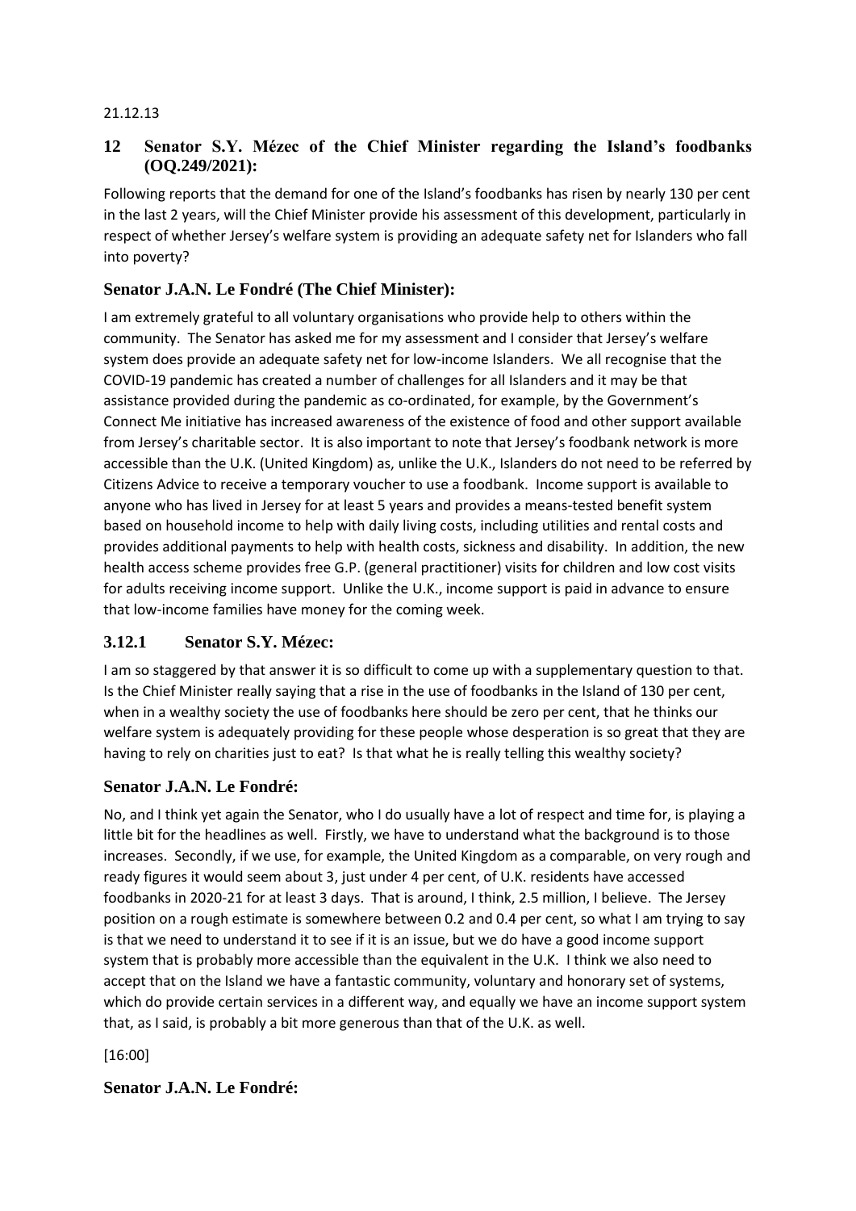21.12.13

## 12 Senator S.Y. Mézec of the Chief Minister regarding the Island's foodbanks (OQ.249/2021):

Following reports that the demand for one of the Island's foodbanks has risen by nearly 130 per cent in the last 2 years, will the Chief Minister provide his assessment of this development, particularly in respect of whether Jersey's welfare system is providing an adequate safety net for Islanders who fall into poverty?

### Senator J.A.N. Le Fondré (The Chief Minister):

I am extremely grateful to all voluntary organisations who provide help to others within the community. The Senator has asked me for my assessment and I consider that Jersey's welfare system does provide an adequate safety net for low-income Islanders. We all recognise that the COVID-19 pandemic has created a number of challenges for all Islanders and it may be that assistance provided during the pandemic as co-ordinated, for example, by the Government's Connect Me initiative has increased awareness of the existence of food and other support available from Jersey's charitable sector. It is also important to note that Jersey's foodbank network is more accessible than the U.K. (United Kingdom) as, unlike the U.K., Islanders do not need to be referred by Citizens Advice to receive a temporary voucher to use a foodbank. Income support is available to anyone who has lived in Jersey for at least 5 years and provides a means-tested benefit system based on household income to help with daily living costs, including utilities and rental costs and provides additional payments to help with health costs, sickness and disability. In addition, the new health access scheme provides free G.P. (general practitioner) visits for children and low cost visits for adults receiving income support. Unlike the U.K., income support is paid in advance to ensure that low-income families have money for the coming week.

### 3.12.1 Senator S.Y. Mézec:

I am so staggered by that answer it is so difficult to come up with a supplementary question to that. Is the Chief Minister really saying that a rise in the use of foodbanks in the Island of 130 per cent, when in a wealthy society the use of foodbanks here should be zero per cent, that he thinks our welfare system is adequately providing for these people whose desperation is so great that they are having to rely on charities just to eat? Is that what he is really telling this wealthy society?

### Senator J.A.N. Le Fondré:

No, and I think yet again the Senator, who I do usually have a lot of respect and time for, is playing a little bit for the headlines as well. Firstly, we have to understand what the background is to those increases. Secondly, if we use, for example, the United Kingdom as a comparable, on very rough and ready figures it would seem about 3, just under 4 per cent, of U.K. residents have accessed foodbanks in 2020-21 for at least 3 days. That is around, I think, 2.5 million, I believe. The Jersey position on a rough estimate is somewhere between 0.2 and 0.4 per cent, so what I am trying to say is that we need to understand it to see if it is an issue, but we do have a good income support system that is probably more accessible than the equivalent in the U.K. I think we also need to accept that on the Island we have a fantastic community, voluntary and honorary set of systems, which do provide certain services in a different way, and equally we have an income support system that, as I said, is probably a bit more generous than that of the U.K. as well.

[16:00]

### Senator J.A.N. Le Fondré: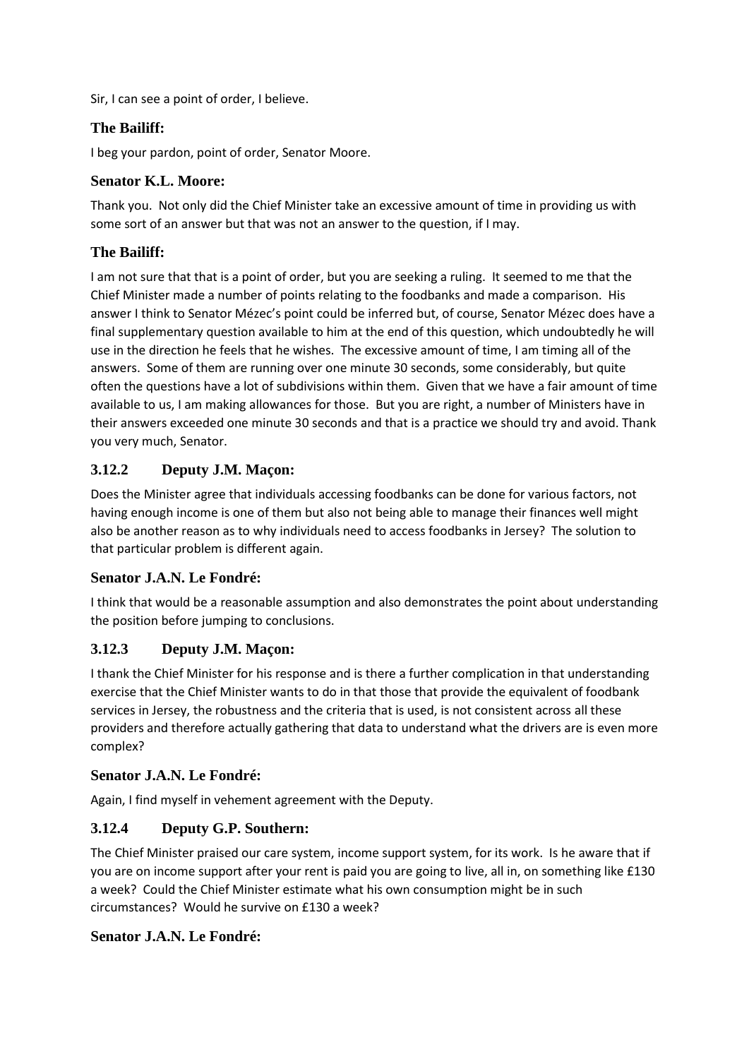Sir, I can see a point of order, I believe.

### The Bailiff:

I beg your pardon, point of order, Senator Moore.

### Senator K.L. Moore:

Thank you. Not only did the Chief Minister take an excessive amount of time in providing us with some sort of an answer but that was not an answer to the question, if I may.

### The Bailiff:

I am not sure that that is a point of order, but you are seeking a ruling. It seemed to me that the Chief Minister made a number of points relating to the foodbanks and made a comparison. His answer I think to Senator Mézec's point could be inferred but, of course, Senator Mézec does have a final supplementary question available to him at the end of this question, which undoubtedly he will use in the direction he feels that he wishes. The excessive amount of time, I am timing all of the answers. Some of them are running over one minute 30 seconds, some considerably, but quite often the questions have a lot of subdivisions within them. Given that we have a fair amount of time available to us, I am making allowances for those. But you are right, a number of Ministers have in their answers exceeded one minute 30 seconds and that is a practice we should try and avoid. Thank you very much, Senator.

## 3.12.2 Deputy J.M. Maçon:

Does the Minister agree that individuals accessing foodbanks can be done for various factors, not having enough income is one of them but also not being able to manage their finances well might also be another reason as to why individuals need to access foodbanks in Jersey? The solution to that particular problem is different again.

### Senator J.A.N. Le Fondré:

I think that would be a reasonable assumption and also demonstrates the point about understanding the position before jumping to conclusions.

## 3.12.3 Deputy J.M. Maçon:

I thank the Chief Minister for his response and is there a further complication in that understanding exercise that the Chief Minister wants to do in that those that provide the equivalent of foodbank services in Jersey, the robustness and the criteria that is used, is not consistent across all these providers and therefore actually gathering that data to understand what the drivers are is even more complex?

### Senator J.A.N. Le Fondré:

Again, I find myself in vehement agreement with the Deputy.

## 3.12.4 Deputy G.P. Southern:

The Chief Minister praised our care system, income support system, for its work. Is he aware that if you are on income support after your rent is paid you are going to live, all in, on something like £130 a week? Could the Chief Minister estimate what his own consumption might be in such circumstances? Would he survive on £130 a week?

### Senator J.A.N. Le Fondré: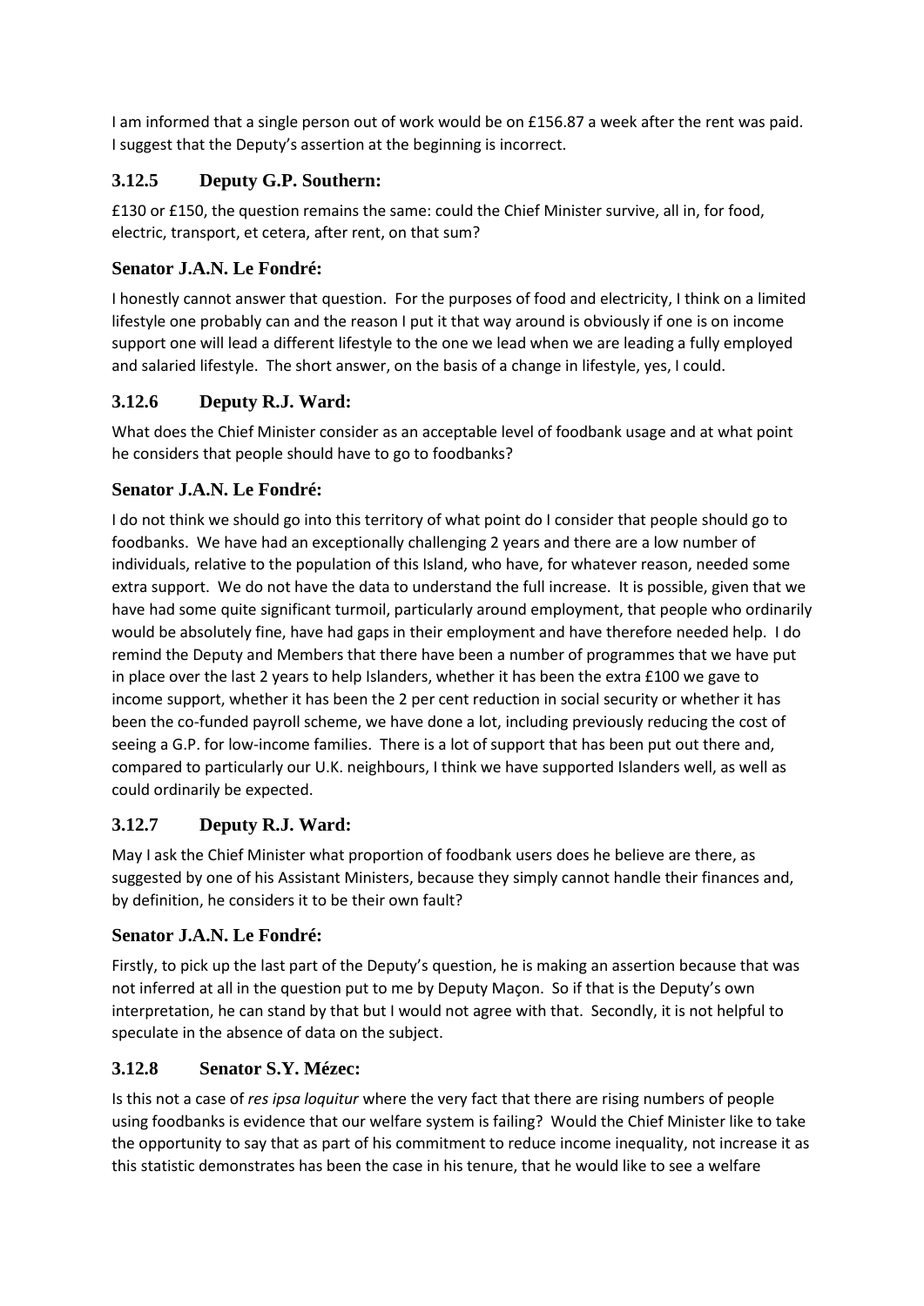I am informed that a single person out of work would be on £156.87 a week after the rent was paid. I suggest that the Deputy's assertion at the beginning is incorrect.

### 3.12.5 Deputy G.P. Southern:

£130 or £150, the question remains the same: could the Chief Minister survive, all in, for food, electric, transport, et cetera, after rent, on that sum?

### Senator J.A.N. Le Fondré:

I honestly cannot answer that question. For the purposes of food and electricity, I think on a limited lifestyle one probably can and the reason I put it that way around is obviously if one is on income support one will lead a different lifestyle to the one we lead when we are leading a fully employed and salaried lifestyle. The short answer, on the basis of a change in lifestyle, yes, I could.

### 3.12.6 Deputy R.J. Ward:

What does the Chief Minister consider as an acceptable level of foodbank usage and at what point he considers that people should have to go to foodbanks?

### Senator J.A.N. Le Fondré:

I do not think we should go into this territory of what point do I consider that people should go to foodbanks. We have had an exceptionally challenging 2 years and there are a low number of individuals, relative to the population of this Island, who have, for whatever reason, needed some extra support. We do not have the data to understand the full increase. It is possible, given that we have had some quite significant turmoil, particularly around employment, that people who ordinarily would be absolutely fine, have had gaps in their employment and have therefore needed help. I do remind the Deputy and Members that there have been a number of programmes that we have put in place over the last 2 years to help Islanders, whether it has been the extra £100 we gave to income support, whether it has been the 2 per cent reduction in social security or whether it has been the co-funded payroll scheme, we have done a lot, including previously reducing the cost of seeing a G.P. for low-income families. There is a lot of support that has been put out there and, compared to particularly our U.K. neighbours, I think we have supported Islanders well, as well as could ordinarily be expected.

### 3.12.7 Deputy R.J. Ward:

May I ask the Chief Minister what proportion of foodbank users does he believe are there, as suggested by one of his Assistant Ministers, because they simply cannot handle their finances and, by definition, he considers it to be their own fault?

### Senator J.A.N. Le Fondré:

Firstly, to pick up the last part of the Deputy's question, he is making an assertion because that was not inferred at all in the question put to me by Deputy Maçon. So if that is the Deputy's own interpretation, he can stand by that but I would not agree with that. Secondly, it is not helpful to speculate in the absence of data on the subject.

### 3.12.8 Senator S.Y. Mézec:

Is this not a case of *res ipsa loquitur* where the very fact that there are rising numbers of people using foodbanks is evidence that our welfare system is failing? Would the Chief Minister like to take the opportunity to say that as part of his commitment to reduce income inequality, not increase it as this statistic demonstrates has been the case in his tenure, that he would like to see a welfare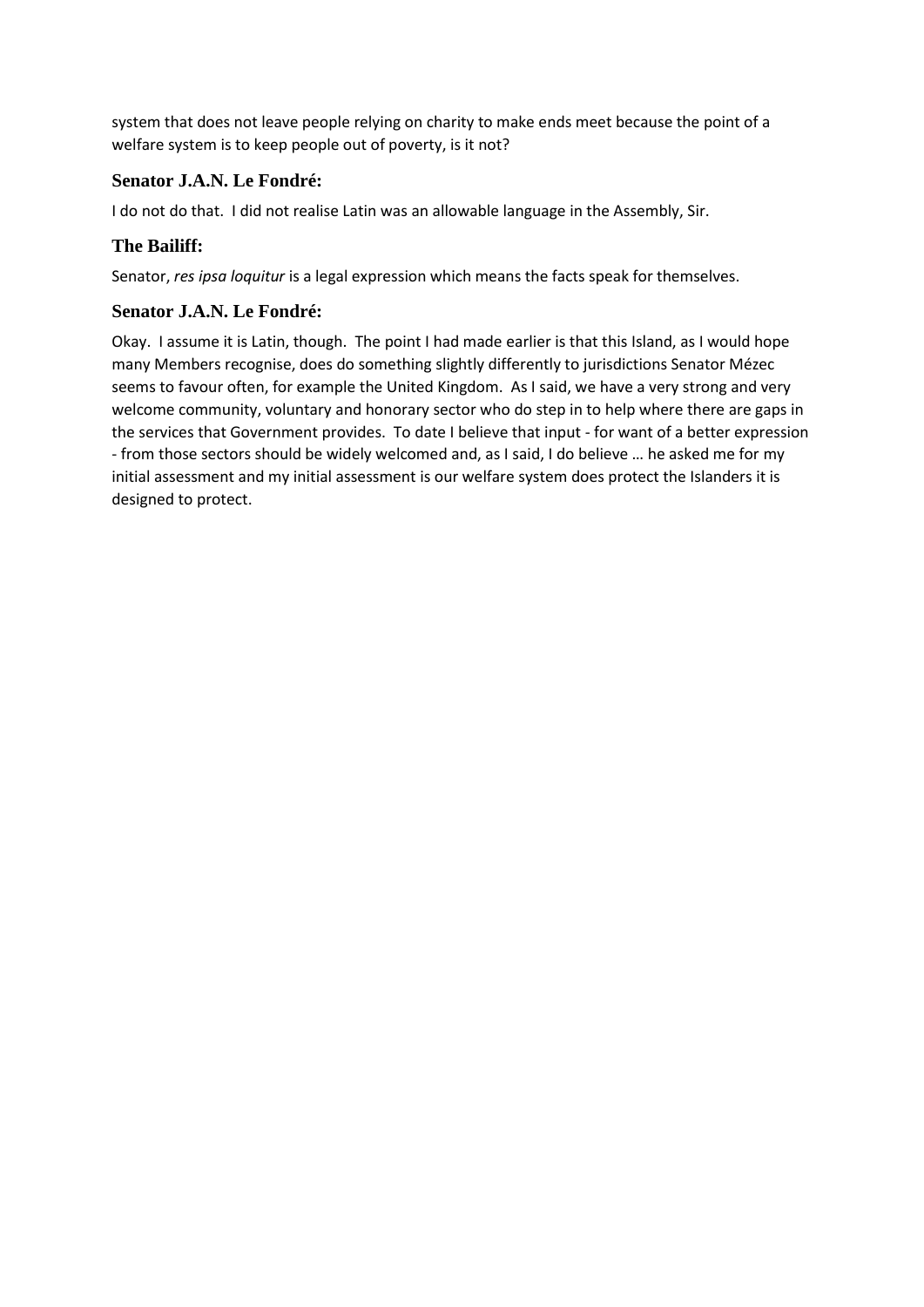system that does not leave people relying on charity to make ends meet because the point of a welfare system is to keep people out of poverty, is it not?

### Senator J.A.N. Le Fondré:

I do not do that. I did not realise Latin was an allowable language in the Assembly, Sir.

### The Bailiff:

Senator, *res ipsa loquitur* is a legal expression which means the facts speak for themselves.

### Senator J.A.N. Le Fondré:

Okay. I assume it is Latin, though. The point I had made earlier is that this Island, as I would hope many Members recognise, does do something slightly differently to jurisdictions Senator Mézec seems to favour often, for example the United Kingdom. As I said, we have a very strong and very welcome community, voluntary and honorary sector who do step in to help where there are gaps in the services that Government provides. To date I believe that input - for want of a better expression - from those sectors should be widely welcomed and, as I said, I do believe … he asked me for my initial assessment and my initial assessment is our welfare system does protect the Islanders it is designed to protect.